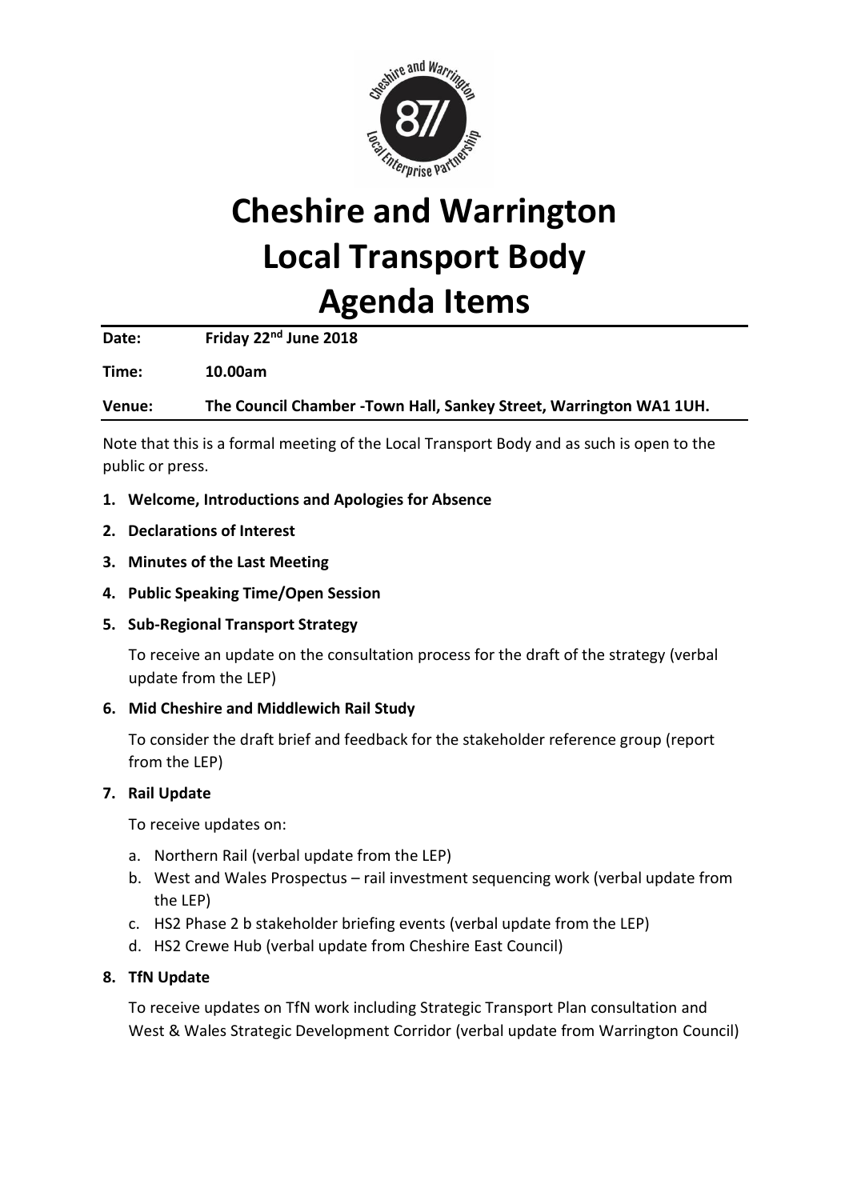# Cheshire and Warrington Local Transport Body Agenda Items

| | |
|---|---|
| **Date:** | **Friday 22nd June 2018** |
| **Time:** | **10.00am** |
| **Venue:** | **The Council Chamber -Town Hall, Sankey Street, Warrington WA1 1UH.** |

Note that this is a formal meeting of the Local Transport Body and as such is open to the public or press.

1. **Welcome, Introductions and Apologies for Absence**
2. **Declarations of Interest**
3. **Minutes of the Last Meeting**
4. **Public Speaking Time/Open Session**
5. **Sub-Regional Transport Strategy**

   To receive an update on the consultation process for the draft of the strategy (verbal update from the LEP)

6. **Mid Cheshire and Middlewich Rail Study**

   To consider the draft brief and feedback for the stakeholder reference group (report from the LEP)

7. **Rail Update**

   To receive updates on:

   a. Northern Rail (verbal update from the LEP)
   b. West and Wales Prospectus – rail investment sequencing work (verbal update from the LEP)
   c. HS2 Phase 2 b stakeholder briefing events (verbal update from the LEP)
   d. HS2 Crewe Hub (verbal update from Cheshire East Council)

8. **TfN Update**

   To receive updates on TfN work including Strategic Transport Plan consultation and West & Wales Strategic Development Corridor (verbal update from Warrington Council)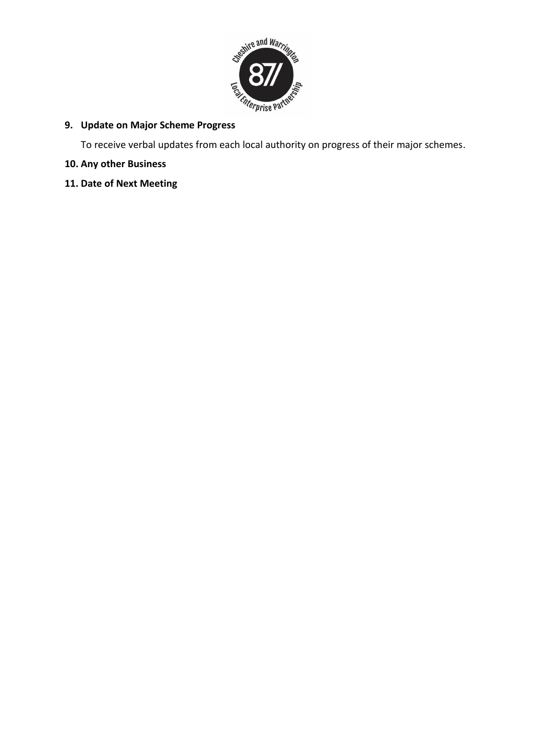**9. Update on Major Scheme Progress**

To receive verbal updates from each local authority on progress of their major schemes.

**10. Any other Business**

**11. Date of Next Meeting**